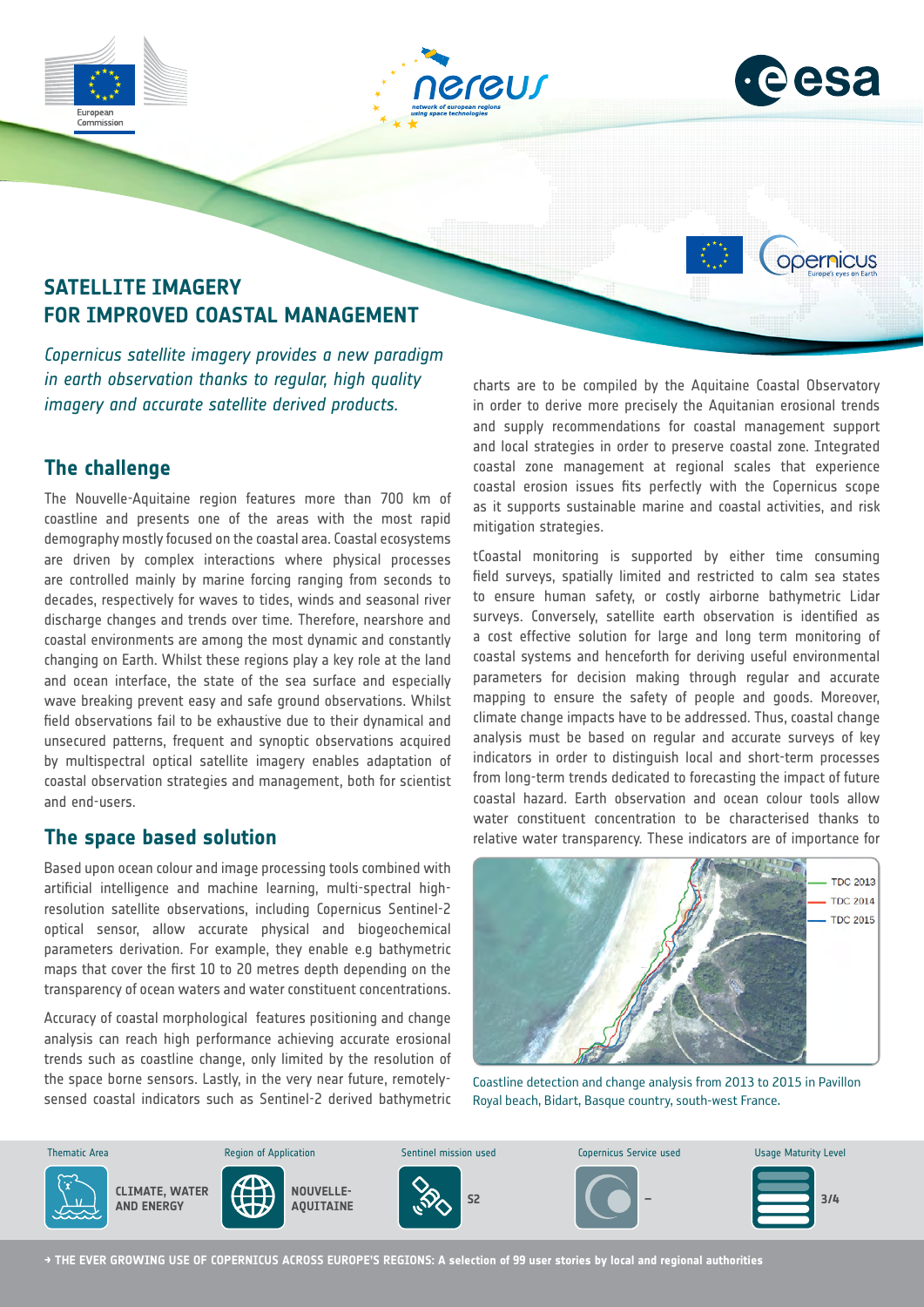# SATELLITE IMAGERY FOR IMPROVED COASTAL MANAGEMENT

*Copernicus satellite imagery provides a new paradigm in earth observation thanks to regular, high quality imagery and accurate satellite derived products.*

## The challenge

The Nouvelle-Aquitaine region features more than 700 km of coastline and presents one of the areas with the most rapid demography mostly focused on the coastal area. Coastal ecosystems are driven by complex interactions where physical processes are controlled mainly by marine forcing ranging from seconds to decades, respectively for waves to tides, winds and seasonal river discharge changes and trends over time. Therefore, nearshore and coastal environments are among the most dynamic and constantly changing on Earth. Whilst these regions play a key role at the land and ocean interface, the state of the sea surface and especially wave breaking prevent easy and safe ground observations. Whilst field observations fail to be exhaustive due to their dynamical and unsecured patterns, frequent and synoptic observations acquired by multispectral optical satellite imagery enables adaptation of coastal observation strategies and management, both for scientist and end-users.

## The space based solution

Based upon ocean colour and image processing tools combined with artificial intelligence and machine learning, multi-spectral high-resolution satellite observations, including Copernicus Sentinel-2 optical sensor, allow accurate physical and biogeochemical parameters derivation. For example, they enable e.g bathymetric maps that cover the first 10 to 20 metres depth depending on the transparency of ocean waters and water constituent concentrations.

Accuracy of coastal morphological features positioning and change analysis can reach high performance achieving accurate erosional trends such as coastline change, only limited by the resolution of the space borne sensors. Lastly, in the very near future, remotely-sensed coastal indicators such as Sentinel-2 derived bathymetric charts are to be compiled by the Aquitaine Coastal Observatory in order to derive more precisely the Aquitanian erosional trends and supply recommendations for coastal management support and local strategies in order to preserve coastal zone. Integrated coastal zone management at regional scales that experience coastal erosion issues fits perfectly with the Copernicus scope as it supports sustainable marine and coastal activities, and risk mitigation strategies.

tCoastal monitoring is supported by either time consuming field surveys, spatially limited and restricted to calm sea states to ensure human safety, or costly airborne bathymetric Lidar surveys. Conversely, satellite earth observation is identified as a cost effective solution for large and long term monitoring of coastal systems and henceforth for deriving useful environmental parameters for decision making through regular and accurate mapping to ensure the safety of people and goods. Moreover, climate change impacts have to be addressed. Thus, coastal change analysis must be based on regular and accurate surveys of key indicators in order to distinguish local and short-term processes from long-term trends dedicated to forecasting the impact of future coastal hazard. Earth observation and ocean colour tools allow water constituent concentration to be characterised thanks to relative water transparency. These indicators are of importance for

Coastline detection and change analysis from 2013 to 2015 in Pavillon Royal beach, Bidart, Basque country, south-west France.

| Thematic Area | Region of Application | Sentinel mission used | Copernicus Service used | Usage Maturity Level |
| --- | --- | --- | --- | --- |
| CLIMATE, WATER AND ENERGY | NOUVELLE-AQUITAINE | S2 | – | 3/4 |

→ THE EVER GROWING USE OF COPERNICUS ACROSS EUROPE'S REGIONS: A selection of 99 user stories by local and regional authorities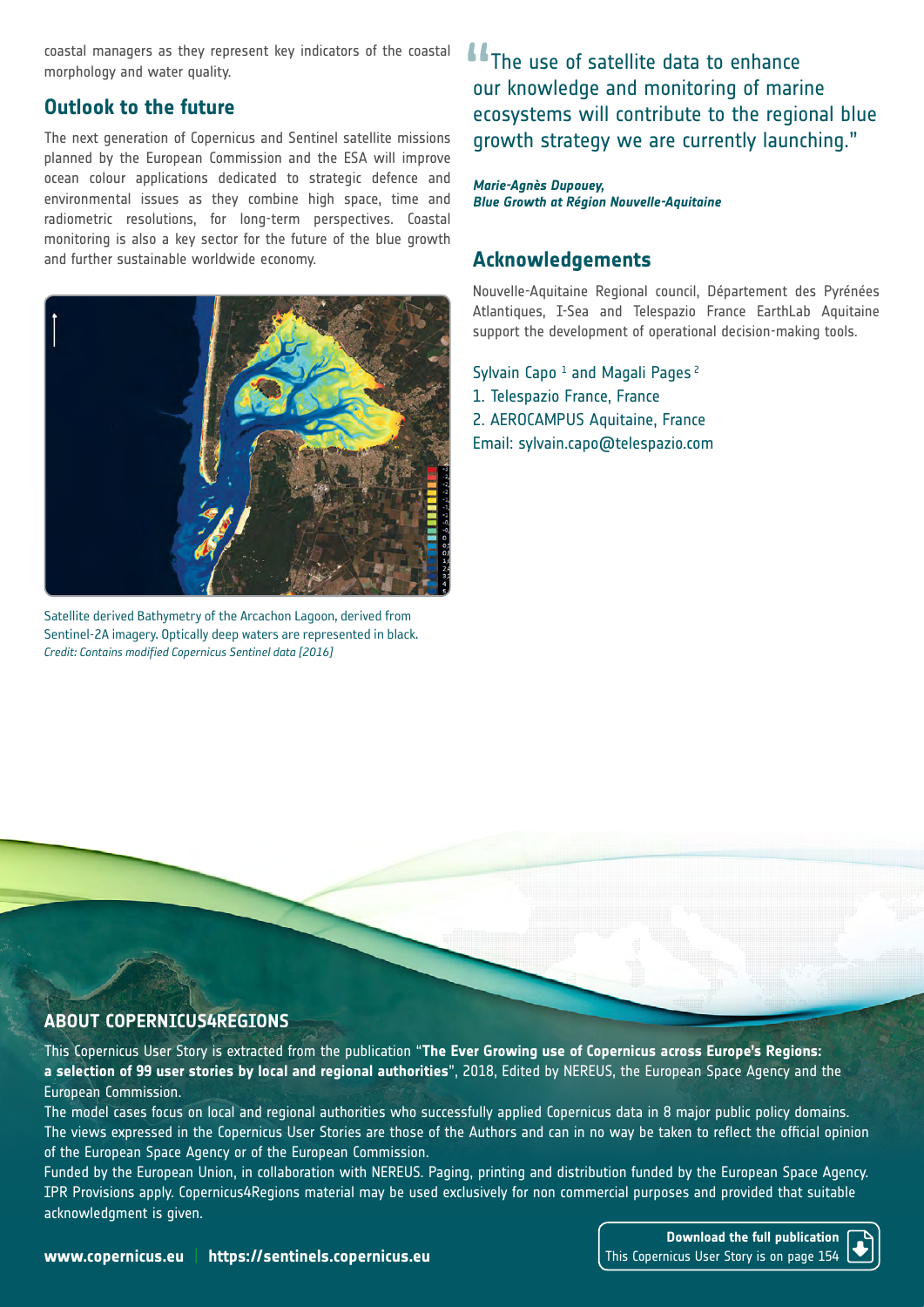coastal managers as they represent key indicators of the coastal morphology and water quality.

## Outlook to the future

The next generation of Copernicus and Sentinel satellite missions planned by the European Commission and the ESA will improve ocean colour applications dedicated to strategic defence and environmental issues as they combine high space, time and radiometric resolutions, for long-term perspectives. Coastal monitoring is also a key sector for the future of the blue growth and further sustainable worldwide economy.

Satellite derived Bathymetry of the Arcachon Lagoon, derived from Sentinel-2A imagery. Optically deep waters are represented in black.
*Credit: Contains modified Copernicus Sentinel data [2016]*

"The use of satellite data to enhance our knowledge and monitoring of marine ecosystems will contribute to the regional blue growth strategy we are currently launching."

***Marie-Agnès Dupouey,***
***Blue Growth at Région Nouvelle-Aquitaine***

## Acknowledgements

Nouvelle-Aquitaine Regional council, Département des Pyrénées Atlantiques, I-Sea and Telespazio France EarthLab Aquitaine support the development of operational decision-making tools.

Sylvain Capo [1] and Magali Pages [2]
1. Telespazio France, France
2. AEROCAMPUS Aquitaine, France
Email: sylvain.capo@telespazio.com

## ABOUT COPERNICUS4REGIONS

This Copernicus User Story is extracted from the publication "**The Ever Growing use of Copernicus across Europe's Regions: a selection of 99 user stories by local and regional authorities**", 2018, Edited by NEREUS, the European Space Agency and the European Commission.
The model cases focus on local and regional authorities who successfully applied Copernicus data in 8 major public policy domains. The views expressed in the Copernicus User Stories are those of the Authors and can in no way be taken to reflect the official opinion of the European Space Agency or of the European Commission.
Funded by the European Union, in collaboration with NEREUS. Paging, printing and distribution funded by the European Space Agency. IPR Provisions apply. Copernicus4Regions material may be used exclusively for non commercial purposes and provided that suitable acknowledgment is given.

**www.copernicus.eu** | **https://sentinels.copernicus.eu**

**Download the full publication**
This Copernicus User Story is on page 154